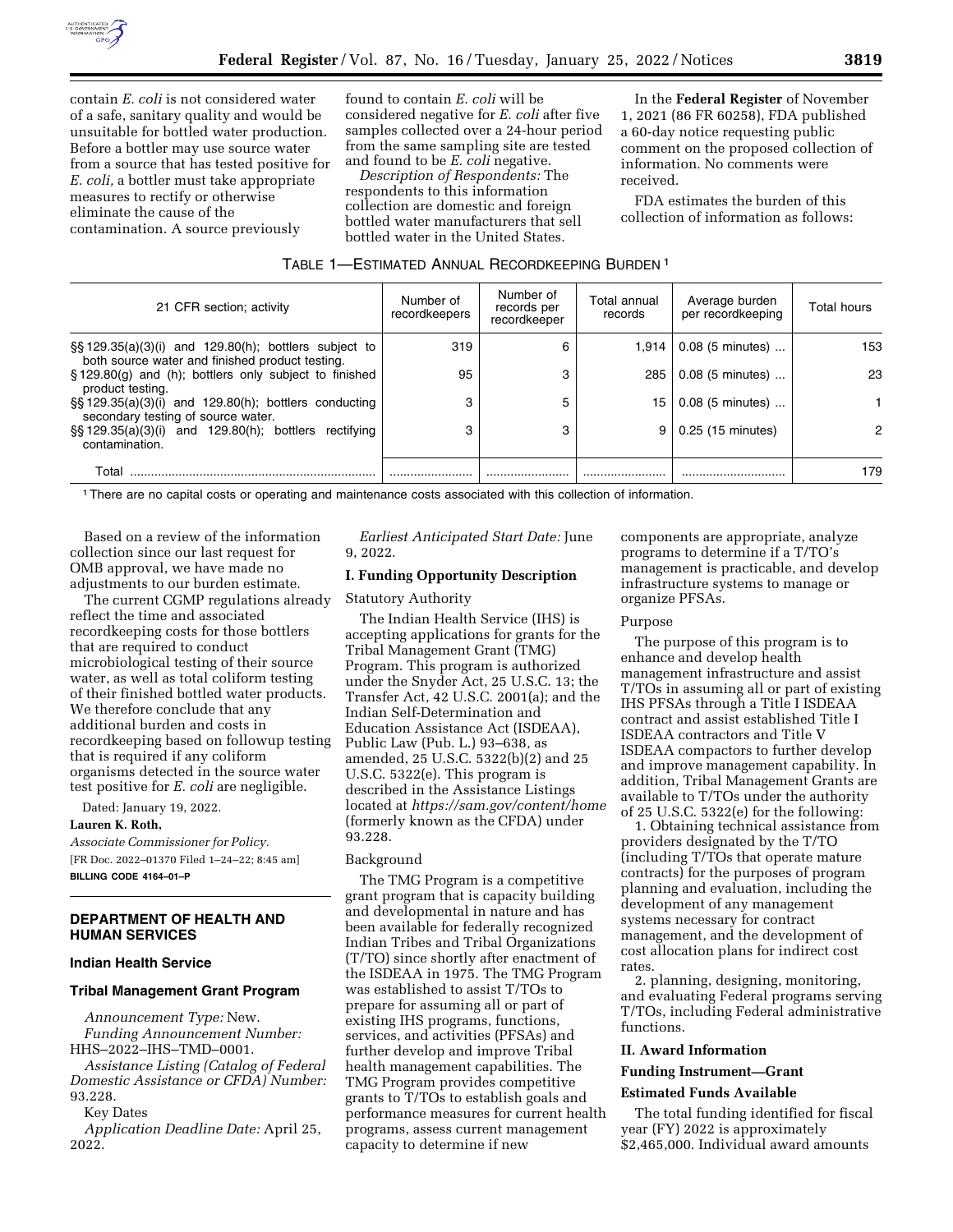contain *E. coli* is not considered water of a safe, sanitary quality and would be unsuitable for bottled water production. Before a bottler may use source water from a source that has tested positive for *E. coli,* a bottler must take appropriate measures to rectify or otherwise eliminate the cause of the contamination. A source previously found to contain *E. coli* will be considered negative for *E. coli* after five samples collected over a 24-hour period from the same sampling site are tested and found to be *E. coli* negative.

*Description of Respondents:* The respondents to this information collection are domestic and foreign bottled water manufacturers that sell bottled water in the United States.

In the **Federal Register** of November 1, 2021 (86 FR 60258), FDA published a 60-day notice requesting public comment on the proposed collection of information. No comments were received.

FDA estimates the burden of this collection of information as follows:

TABLE 1—ESTIMATED ANNUAL RECORDKEEPING BURDEN [1]

| 21 CFR section; activity | Number of recordkeepers | Number of records per recordkeeper | Total annual records | Average burden per recordkeeping | Total hours |
|---|---|---|---|---|---|
| §§ 129.35(a)(3)(i) and 129.80(h); bottlers subject to both source water and finished product testing. | 319 | 6 | 1,914 | 0.08 (5 minutes) ... | 153 |
| § 129.80(g) and (h); bottlers only subject to finished product testing. | 95 | 3 | 285 | 0.08 (5 minutes) ... | 23 |
| §§ 129.35(a)(3)(i) and 129.80(h); bottlers conducting secondary testing of source water. | 3 | 5 | 15 | 0.08 (5 minutes) ... | 1 |
| §§ 129.35(a)(3)(i) and 129.80(h); bottlers rectifying contamination. | 3 | 3 | 9 | 0.25 (15 minutes) | 2 |
| Total | | | | | 179 |

[1] There are no capital costs or operating and maintenance costs associated with this collection of information.

Based on a review of the information collection since our last request for OMB approval, we have made no adjustments to our burden estimate.

The current CGMP regulations already reflect the time and associated recordkeeping costs for those bottlers that are required to conduct microbiological testing of their source water, as well as total coliform testing of their finished bottled water products. We therefore conclude that any additional burden and costs in recordkeeping based on followup testing that is required if any coliform organisms detected in the source water test positive for *E. coli* are negligible.

Dated: January 19, 2022.

**Lauren K. Roth,**

*Associate Commissioner for Policy.*

[FR Doc. 2022–01370 Filed 1–24–22; 8:45 am]

**BILLING CODE 4164–01–P**

## DEPARTMENT OF HEALTH AND HUMAN SERVICES

### Indian Health Service

### Tribal Management Grant Program

*Announcement Type:* New.

*Funding Announcement Number:* HHS–2022–IHS–TMD–0001.

*Assistance Listing (Catalog of Federal Domestic Assistance or CFDA) Number:* 93.228.

Key Dates

*Application Deadline Date:* April 25, 2022.

*Earliest Anticipated Start Date:* June 9, 2022.

### I. Funding Opportunity Description

Statutory Authority

The Indian Health Service (IHS) is accepting applications for grants for the Tribal Management Grant (TMG) Program. This program is authorized under the Snyder Act, 25 U.S.C. 13; the Transfer Act, 42 U.S.C. 2001(a); and the Indian Self-Determination and Education Assistance Act (ISDEAA), Public Law (Pub. L.) 93–638, as amended, 25 U.S.C. 5322(b)(2) and 25 U.S.C. 5322(e). This program is described in the Assistance Listings located at *https://sam.gov/content/home* (formerly known as the CFDA) under 93.228.

Background

The TMG Program is a competitive grant program that is capacity building and developmental in nature and has been available for federally recognized Indian Tribes and Tribal Organizations (T/TO) since shortly after enactment of the ISDEAA in 1975. The TMG Program was established to assist T/TOs to prepare for assuming all or part of existing IHS programs, functions, services, and activities (PFSAs) and further develop and improve Tribal health management capabilities. The TMG Program provides competitive grants to T/TOs to establish goals and performance measures for current health programs, assess current management capacity to determine if new components are appropriate, analyze programs to determine if a T/TO's management is practicable, and develop infrastructure systems to manage or organize PFSAs.

Purpose

The purpose of this program is to enhance and develop health management infrastructure and assist T/TOs in assuming all or part of existing IHS PFSAs through a Title I ISDEAA contract and assist established Title I ISDEAA contractors and Title V ISDEAA compactors to further develop and improve management capability. In addition, Tribal Management Grants are available to T/TOs under the authority of 25 U.S.C. 5322(e) for the following:

1. Obtaining technical assistance from providers designated by the T/TO (including T/TOs that operate mature contracts) for the purposes of program planning and evaluation, including the development of any management systems necessary for contract management, and the development of cost allocation plans for indirect cost rates.

2. planning, designing, monitoring, and evaluating Federal programs serving T/TOs, including Federal administrative functions.

### II. Award Information

**Funding Instrument—Grant**

**Estimated Funds Available**

The total funding identified for fiscal year (FY) 2022 is approximately $2,465,000. Individual award amounts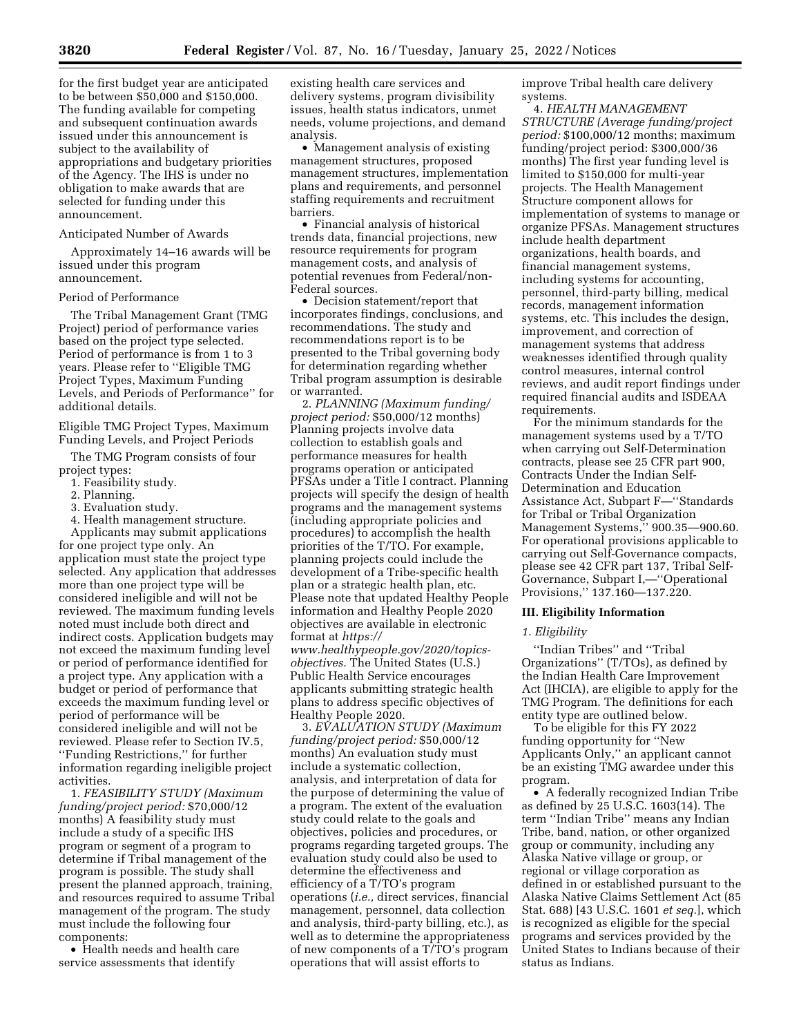for the first budget year are anticipated to be between $50,000 and $150,000. The funding available for competing and subsequent continuation awards issued under this announcement is subject to the availability of appropriations and budgetary priorities of the Agency. The IHS is under no obligation to make awards that are selected for funding under this announcement.

Anticipated Number of Awards

Approximately 14–16 awards will be issued under this program announcement.

Period of Performance

The Tribal Management Grant (TMG Project) period of performance varies based on the project type selected. Period of performance is from 1 to 3 years. Please refer to ''Eligible TMG Project Types, Maximum Funding Levels, and Periods of Performance'' for additional details.

Eligible TMG Project Types, Maximum Funding Levels, and Project Periods

The TMG Program consists of four project types:

1. Feasibility study.
2. Planning.
3. Evaluation study.
4. Health management structure.

Applicants may submit applications for one project type only. An application must state the project type selected. Any application that addresses more than one project type will be considered ineligible and will not be reviewed. The maximum funding levels noted must include both direct and indirect costs. Application budgets may not exceed the maximum funding level or period of performance identified for a project type. Any application with a budget or period of performance that exceeds the maximum funding level or period of performance will be considered ineligible and will not be reviewed. Please refer to Section IV.5, ''Funding Restrictions,'' for further information regarding ineligible project activities.

1. *FEASIBILITY STUDY (Maximum funding/project period:* $70,000/12 months) A feasibility study must include a study of a specific IHS program or segment of a program to determine if Tribal management of the program is possible. The study shall present the planned approach, training, and resources required to assume Tribal management of the program. The study must include the following four components:

- Health needs and health care service assessments that identify existing health care services and delivery systems, program divisibility issues, health status indicators, unmet needs, volume projections, and demand analysis.
- Management analysis of existing management structures, proposed management structures, implementation plans and requirements, and personnel staffing requirements and recruitment barriers.
- Financial analysis of historical trends data, financial projections, new resource requirements for program management costs, and analysis of potential revenues from Federal/non-Federal sources.
- Decision statement/report that incorporates findings, conclusions, and recommendations. The study and recommendations report is to be presented to the Tribal governing body for determination regarding whether Tribal program assumption is desirable or warranted.

2. *PLANNING (Maximum funding/project period:* $50,000/12 months) Planning projects involve data collection to establish goals and performance measures for health programs operation or anticipated PFSAs under a Title I contract. Planning projects will specify the design of health programs and the management systems (including appropriate policies and procedures) to accomplish the health priorities of the T/TO. For example, planning projects could include the development of a Tribe-specific health plan or a strategic health plan, etc. Please note that updated Healthy People information and Healthy People 2020 objectives are available in electronic format at *https://www.healthypeople.gov/2020/topics-objectives.* The United States (U.S.) Public Health Service encourages applicants submitting strategic health plans to address specific objectives of Healthy People 2020.

3. *EVALUATION STUDY (Maximum funding/project period:* $50,000/12 months) An evaluation study must include a systematic collection, analysis, and interpretation of data for the purpose of determining the value of a program. The extent of the evaluation study could relate to the goals and objectives, policies and procedures, or programs regarding targeted groups. The evaluation study could also be used to determine the effectiveness and efficiency of a T/TO's program operations (*i.e.,* direct services, financial management, personnel, data collection and analysis, third-party billing, etc.), as well as to determine the appropriateness of new components of a T/TO's program operations that will assist efforts to improve Tribal health care delivery systems.

4. *HEALTH MANAGEMENT STRUCTURE (Average funding/project period:* $100,000/12 months; maximum funding/project period: $300,000/36 months) The first year funding level is limited to $150,000 for multi-year projects. The Health Management Structure component allows for implementation of systems to manage or organize PFSAs. Management structures include health department organizations, health boards, and financial management systems, including systems for accounting, personnel, third-party billing, medical records, management information systems, etc. This includes the design, improvement, and correction of management systems that address weaknesses identified through quality control measures, internal control reviews, and audit report findings under required financial audits and ISDEAA requirements.

For the minimum standards for the management systems used by a T/TO when carrying out Self-Determination contracts, please see 25 CFR part 900, Contracts Under the Indian Self-Determination and Education Assistance Act, Subpart F—''Standards for Tribal or Tribal Organization Management Systems,'' 900.35—900.60. For operational provisions applicable to carrying out Self-Governance compacts, please see 42 CFR part 137, Tribal Self-Governance, Subpart I,—''Operational Provisions,'' 137.160—137.220.

## III. Eligibility Information

### *1. Eligibility*

''Indian Tribes'' and ''Tribal Organizations'' (T/TOs), as defined by the Indian Health Care Improvement Act (IHCIA), are eligible to apply for the TMG Program. The definitions for each entity type are outlined below.

To be eligible for this FY 2022 funding opportunity for ''New Applicants Only,'' an applicant cannot be an existing TMG awardee under this program.

- A federally recognized Indian Tribe as defined by 25 U.S.C. 1603(14). The term ''Indian Tribe'' means any Indian Tribe, band, nation, or other organized group or community, including any Alaska Native village or group, or regional or village corporation as defined in or established pursuant to the Alaska Native Claims Settlement Act (85 Stat. 688) [43 U.S.C. 1601 *et seq.*], which is recognized as eligible for the special programs and services provided by the United States to Indians because of their status as Indians.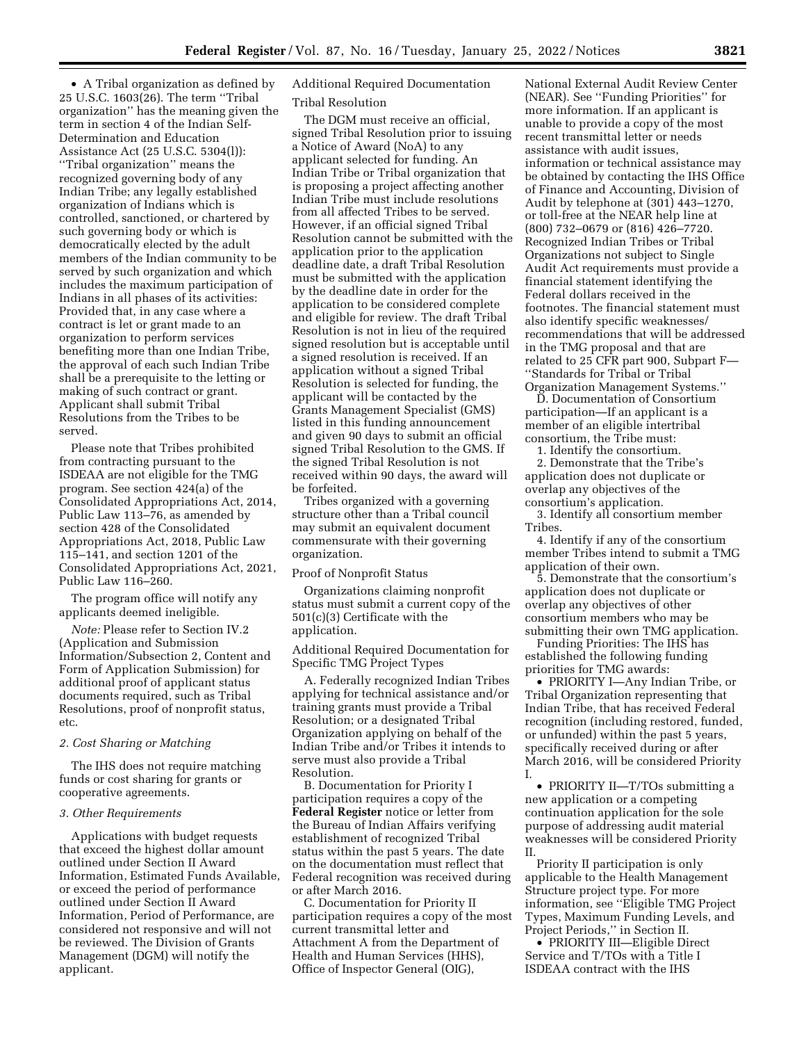- A Tribal organization as defined by 25 U.S.C. 1603(26). The term ''Tribal organization'' has the meaning given the term in section 4 of the Indian Self-Determination and Education Assistance Act (25 U.S.C. 5304(l)): ''Tribal organization'' means the recognized governing body of any Indian Tribe; any legally established organization of Indians which is controlled, sanctioned, or chartered by such governing body or which is democratically elected by the adult members of the Indian community to be served by such organization and which includes the maximum participation of Indians in all phases of its activities: Provided that, in any case where a contract is let or grant made to an organization to perform services benefiting more than one Indian Tribe, the approval of each such Indian Tribe shall be a prerequisite to the letting or making of such contract or grant. Applicant shall submit Tribal Resolutions from the Tribes to be served.

Please note that Tribes prohibited from contracting pursuant to the ISDEAA are not eligible for the TMG program. See section 424(a) of the Consolidated Appropriations Act, 2014, Public Law 113–76, as amended by section 428 of the Consolidated Appropriations Act, 2018, Public Law 115–141, and section 1201 of the Consolidated Appropriations Act, 2021, Public Law 116–260.

The program office will notify any applicants deemed ineligible.

*Note:* Please refer to Section IV.2 (Application and Submission Information/Subsection 2, Content and Form of Application Submission) for additional proof of applicant status documents required, such as Tribal Resolutions, proof of nonprofit status, etc.

*2. Cost Sharing or Matching*

The IHS does not require matching funds or cost sharing for grants or cooperative agreements.

*3. Other Requirements*

Applications with budget requests that exceed the highest dollar amount outlined under Section II Award Information, Estimated Funds Available, or exceed the period of performance outlined under Section II Award Information, Period of Performance, are considered not responsive and will not be reviewed. The Division of Grants Management (DGM) will notify the applicant.

Additional Required Documentation

Tribal Resolution

The DGM must receive an official, signed Tribal Resolution prior to issuing a Notice of Award (NoA) to any applicant selected for funding. An Indian Tribe or Tribal organization that is proposing a project affecting another Indian Tribe must include resolutions from all affected Tribes to be served. However, if an official signed Tribal Resolution cannot be submitted with the application prior to the application deadline date, a draft Tribal Resolution must be submitted with the application by the deadline date in order for the application to be considered complete and eligible for review. The draft Tribal Resolution is not in lieu of the required signed resolution but is acceptable until a signed resolution is received. If an application without a signed Tribal Resolution is selected for funding, the applicant will be contacted by the Grants Management Specialist (GMS) listed in this funding announcement and given 90 days to submit an official signed Tribal Resolution to the GMS. If the signed Tribal Resolution is not received within 90 days, the award will be forfeited.

Tribes organized with a governing structure other than a Tribal council may submit an equivalent document commensurate with their governing organization.

Proof of Nonprofit Status

Organizations claiming nonprofit status must submit a current copy of the 501(c)(3) Certificate with the application.

Additional Required Documentation for Specific TMG Project Types

A. Federally recognized Indian Tribes applying for technical assistance and/or training grants must provide a Tribal Resolution; or a designated Tribal Organization applying on behalf of the Indian Tribe and/or Tribes it intends to serve must also provide a Tribal Resolution.

B. Documentation for Priority I participation requires a copy of the **Federal Register** notice or letter from the Bureau of Indian Affairs verifying establishment of recognized Tribal status within the past 5 years. The date on the documentation must reflect that Federal recognition was received during or after March 2016.

C. Documentation for Priority II participation requires a copy of the most current transmittal letter and Attachment A from the Department of Health and Human Services (HHS), Office of Inspector General (OIG), National External Audit Review Center (NEAR). See ''Funding Priorities'' for more information. If an applicant is unable to provide a copy of the most recent transmittal letter or needs assistance with audit issues, information or technical assistance may be obtained by contacting the IHS Office of Finance and Accounting, Division of Audit by telephone at (301) 443–1270, or toll-free at the NEAR help line at (800) 732–0679 or (816) 426–7720. Recognized Indian Tribes or Tribal Organizations not subject to Single Audit Act requirements must provide a financial statement identifying the Federal dollars received in the footnotes. The financial statement must also identify specific weaknesses/recommendations that will be addressed in the TMG proposal and that are related to 25 CFR part 900, Subpart F—''Standards for Tribal or Tribal Organization Management Systems.''

D. Documentation of Consortium participation—If an applicant is a member of an eligible intertribal consortium, the Tribe must:

1. Identify the consortium.
2. Demonstrate that the Tribe's application does not duplicate or overlap any objectives of the consortium's application.
3. Identify all consortium member Tribes.
4. Identify if any of the consortium member Tribes intend to submit a TMG application of their own.
5. Demonstrate that the consortium's application does not duplicate or overlap any objectives of other consortium members who may be submitting their own TMG application.

Funding Priorities: The IHS has established the following funding priorities for TMG awards:

- PRIORITY I—Any Indian Tribe, or Tribal Organization representing that Indian Tribe, that has received Federal recognition (including restored, funded, or unfunded) within the past 5 years, specifically received during or after March 2016, will be considered Priority I.
- PRIORITY II—T/TOs submitting a new application or a competing continuation application for the sole purpose of addressing audit material weaknesses will be considered Priority II.

Priority II participation is only applicable to the Health Management Structure project type. For more information, see ''Eligible TMG Project Types, Maximum Funding Levels, and Project Periods,'' in Section II.

- PRIORITY III—Eligible Direct Service and T/TOs with a Title I ISDEAA contract with the IHS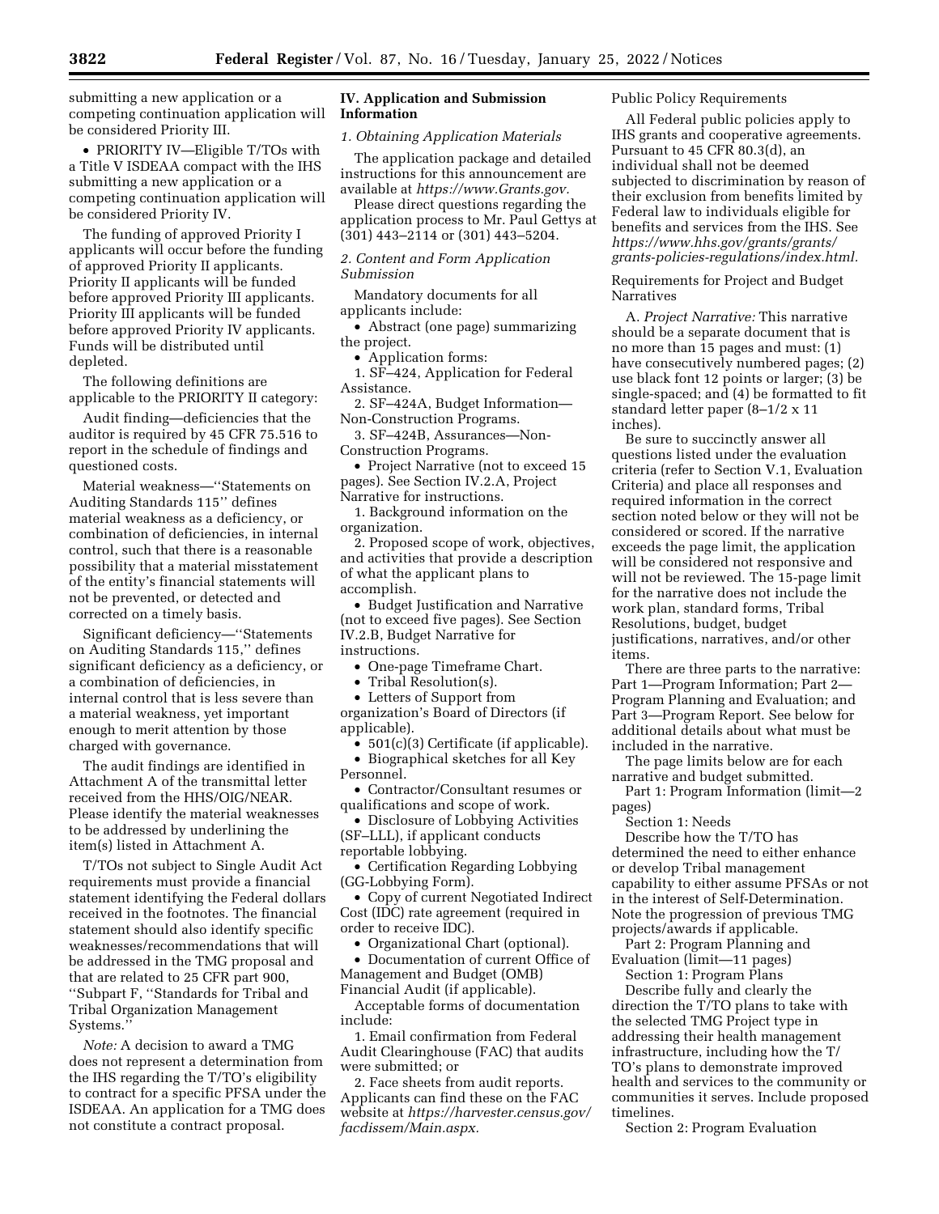submitting a new application or a competing continuation application will be considered Priority III.

- PRIORITY IV—Eligible T/TOs with a Title V ISDEAA compact with the IHS submitting a new application or a competing continuation application will be considered Priority IV.

The funding of approved Priority I applicants will occur before the funding of approved Priority II applicants. Priority II applicants will be funded before approved Priority III applicants. Priority III applicants will be funded before approved Priority IV applicants. Funds will be distributed until depleted.

The following definitions are applicable to the PRIORITY II category:

Audit finding—deficiencies that the auditor is required by 45 CFR 75.516 to report in the schedule of findings and questioned costs.

Material weakness—''Statements on Auditing Standards 115'' defines material weakness as a deficiency, or combination of deficiencies, in internal control, such that there is a reasonable possibility that a material misstatement of the entity's financial statements will not be prevented, or detected and corrected on a timely basis.

Significant deficiency—''Statements on Auditing Standards 115,'' defines significant deficiency as a deficiency, or a combination of deficiencies, in internal control that is less severe than a material weakness, yet important enough to merit attention by those charged with governance.

The audit findings are identified in Attachment A of the transmittal letter received from the HHS/OIG/NEAR. Please identify the material weaknesses to be addressed by underlining the item(s) listed in Attachment A.

T/TOs not subject to Single Audit Act requirements must provide a financial statement identifying the Federal dollars received in the footnotes. The financial statement should also identify specific weaknesses/recommendations that will be addressed in the TMG proposal and that are related to 25 CFR part 900, ''Subpart F, ''Standards for Tribal and Tribal Organization Management Systems.''

*Note:* A decision to award a TMG does not represent a determination from the IHS regarding the T/TO's eligibility to contract for a specific PFSA under the ISDEAA. An application for a TMG does not constitute a contract proposal.

## IV. Application and Submission Information

### *1. Obtaining Application Materials*

The application package and detailed instructions for this announcement are available at *https://www.Grants.gov.*

Please direct questions regarding the application process to Mr. Paul Gettys at (301) 443–2114 or (301) 443–5204.

### *2. Content and Form Application Submission*

Mandatory documents for all applicants include:

- Abstract (one page) summarizing the project.
- Application forms:
  1. SF–424, Application for Federal Assistance.
  2. SF–424A, Budget Information—Non-Construction Programs.
  3. SF–424B, Assurances—Non-Construction Programs.
- Project Narrative (not to exceed 15 pages). See Section IV.2.A, Project Narrative for instructions.
  1. Background information on the organization.
  2. Proposed scope of work, objectives, and activities that provide a description of what the applicant plans to accomplish.
- Budget Justification and Narrative (not to exceed five pages). See Section IV.2.B, Budget Narrative for instructions.
- One-page Timeframe Chart.
- Tribal Resolution(s).
- Letters of Support from organization's Board of Directors (if applicable).
- 501(c)(3) Certificate (if applicable).
- Biographical sketches for all Key Personnel.
- Contractor/Consultant resumes or qualifications and scope of work.
- Disclosure of Lobbying Activities (SF–LLL), if applicant conducts reportable lobbying.
- Certification Regarding Lobbying (GG-Lobbying Form).
- Copy of current Negotiated Indirect Cost (IDC) rate agreement (required in order to receive IDC).
- Organizational Chart (optional).
- Documentation of current Office of Management and Budget (OMB) Financial Audit (if applicable).

Acceptable forms of documentation include:

1. Email confirmation from Federal Audit Clearinghouse (FAC) that audits were submitted; or
2. Face sheets from audit reports. Applicants can find these on the FAC website at *https://harvester.census.gov/facdissem/Main.aspx.*

Public Policy Requirements

All Federal public policies apply to IHS grants and cooperative agreements. Pursuant to 45 CFR 80.3(d), an individual shall not be deemed subjected to discrimination by reason of their exclusion from benefits limited by Federal law to individuals eligible for benefits and services from the IHS. See *https://www.hhs.gov/grants/grants/grants-policies-regulations/index.html.*

Requirements for Project and Budget Narratives

A. *Project Narrative:* This narrative should be a separate document that is no more than 15 pages and must: (1) have consecutively numbered pages; (2) use black font 12 points or larger; (3) be single-spaced; and (4) be formatted to fit standard letter paper (8–1/2 x 11 inches).

Be sure to succinctly answer all questions listed under the evaluation criteria (refer to Section V.1, Evaluation Criteria) and place all responses and required information in the correct section noted below or they will not be considered or scored. If the narrative exceeds the page limit, the application will be considered not responsive and will not be reviewed. The 15-page limit for the narrative does not include the work plan, standard forms, Tribal Resolutions, budget, budget justifications, narratives, and/or other items.

There are three parts to the narrative: Part 1—Program Information; Part 2—Program Planning and Evaluation; and Part 3—Program Report. See below for additional details about what must be included in the narrative.

The page limits below are for each narrative and budget submitted.

Part 1: Program Information (limit—2 pages)

Section 1: Needs

Describe how the T/TO has determined the need to either enhance or develop Tribal management capability to either assume PFSAs or not in the interest of Self-Determination. Note the progression of previous TMG projects/awards if applicable.

Part 2: Program Planning and Evaluation (limit—11 pages)

Section 1: Program Plans

Describe fully and clearly the direction the T/TO plans to take with the selected TMG Project type in addressing their health management infrastructure, including how the T/TO's plans to demonstrate improved health and services to the community or communities it serves. Include proposed timelines.

Section 2: Program Evaluation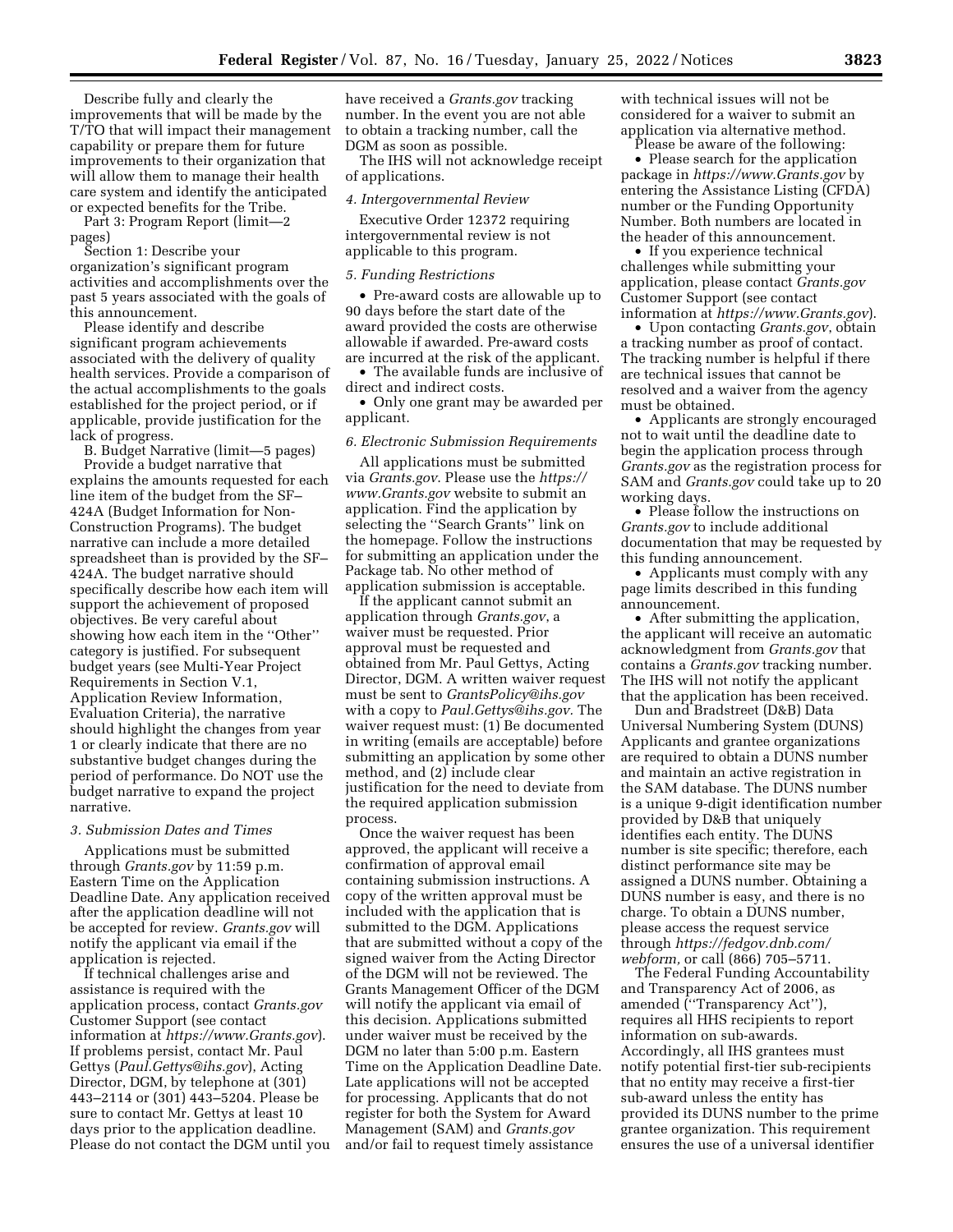Describe fully and clearly the improvements that will be made by the T/TO that will impact their management capability or prepare them for future improvements to their organization that will allow them to manage their health care system and identify the anticipated or expected benefits for the Tribe.

Part 3: Program Report (limit—2 pages)

Section 1: Describe your organization's significant program activities and accomplishments over the past 5 years associated with the goals of this announcement.

Please identify and describe significant program achievements associated with the delivery of quality health services. Provide a comparison of the actual accomplishments to the goals established for the project period, or if applicable, provide justification for the lack of progress.

B. Budget Narrative (limit—5 pages)

Provide a budget narrative that explains the amounts requested for each line item of the budget from the SF–424A (Budget Information for Non-Construction Programs). The budget narrative can include a more detailed spreadsheet than is provided by the SF–424A. The budget narrative should specifically describe how each item will support the achievement of proposed objectives. Be very careful about showing how each item in the ''Other'' category is justified. For subsequent budget years (see Multi-Year Project Requirements in Section V.1, Application Review Information, Evaluation Criteria), the narrative should highlight the changes from year 1 or clearly indicate that there are no substantive budget changes during the period of performance. Do NOT use the budget narrative to expand the project narrative.

### 3. Submission Dates and Times

Applications must be submitted through *Grants.gov* by 11:59 p.m. Eastern Time on the Application Deadline Date. Any application received after the application deadline will not be accepted for review. *Grants.gov* will notify the applicant via email if the application is rejected.

If technical challenges arise and assistance is required with the application process, contact *Grants.gov* Customer Support (see contact information at *https://www.Grants.gov*). If problems persist, contact Mr. Paul Gettys (*Paul.Gettys@ihs.gov*), Acting Director, DGM, by telephone at (301) 443–2114 or (301) 443–5204. Please be sure to contact Mr. Gettys at least 10 days prior to the application deadline. Please do not contact the DGM until you have received a *Grants.gov* tracking number. In the event you are not able to obtain a tracking number, call the DGM as soon as possible.

The IHS will not acknowledge receipt of applications.

### 4. Intergovernmental Review

Executive Order 12372 requiring intergovernmental review is not applicable to this program.

### 5. Funding Restrictions

- Pre-award costs are allowable up to 90 days before the start date of the award provided the costs are otherwise allowable if awarded. Pre-award costs are incurred at the risk of the applicant.
- The available funds are inclusive of direct and indirect costs.
- Only one grant may be awarded per applicant.

### 6. Electronic Submission Requirements

All applications must be submitted via *Grants.gov*. Please use the *https://www.Grants.gov* website to submit an application. Find the application by selecting the ''Search Grants'' link on the homepage. Follow the instructions for submitting an application under the Package tab. No other method of application submission is acceptable.

If the applicant cannot submit an application through *Grants.gov*, a waiver must be requested. Prior approval must be requested and obtained from Mr. Paul Gettys, Acting Director, DGM. A written waiver request must be sent to *GrantsPolicy@ihs.gov* with a copy to *Paul.Gettys@ihs.gov.* The waiver request must: (1) Be documented in writing (emails are acceptable) before submitting an application by some other method, and (2) include clear justification for the need to deviate from the required application submission process.

Once the waiver request has been approved, the applicant will receive a confirmation of approval email containing submission instructions. A copy of the written approval must be included with the application that is submitted to the DGM. Applications that are submitted without a copy of the signed waiver from the Acting Director of the DGM will not be reviewed. The Grants Management Officer of the DGM will notify the applicant via email of this decision. Applications submitted under waiver must be received by the DGM no later than 5:00 p.m. Eastern Time on the Application Deadline Date. Late applications will not be accepted for processing. Applicants that do not register for both the System for Award Management (SAM) and *Grants.gov* and/or fail to request timely assistance with technical issues will not be considered for a waiver to submit an application via alternative method.

Please be aware of the following:

- Please search for the application package in *https://www.Grants.gov* by entering the Assistance Listing (CFDA) number or the Funding Opportunity Number. Both numbers are located in the header of this announcement.
- If you experience technical challenges while submitting your application, please contact *Grants.gov* Customer Support (see contact information at *https://www.Grants.gov*).
- Upon contacting *Grants.gov*, obtain a tracking number as proof of contact. The tracking number is helpful if there are technical issues that cannot be resolved and a waiver from the agency must be obtained.
- Applicants are strongly encouraged not to wait until the deadline date to begin the application process through *Grants.gov* as the registration process for SAM and *Grants.gov* could take up to 20 working days.
- Please follow the instructions on *Grants.gov* to include additional documentation that may be requested by this funding announcement.
- Applicants must comply with any page limits described in this funding announcement.
- After submitting the application, the applicant will receive an automatic acknowledgment from *Grants.gov* that contains a *Grants.gov* tracking number. The IHS will not notify the applicant that the application has been received.

Dun and Bradstreet (D&B) Data Universal Numbering System (DUNS)

Applicants and grantee organizations are required to obtain a DUNS number and maintain an active registration in the SAM database. The DUNS number is a unique 9-digit identification number provided by D&B that uniquely identifies each entity. The DUNS number is site specific; therefore, each distinct performance site may be assigned a DUNS number. Obtaining a DUNS number is easy, and there is no charge. To obtain a DUNS number, please access the request service through *https://fedgov.dnb.com/webform,* or call (866) 705–5711.

The Federal Funding Accountability and Transparency Act of 2006, as amended (''Transparency Act''), requires all HHS recipients to report information on sub-awards. Accordingly, all IHS grantees must notify potential first-tier sub-recipients that no entity may receive a first-tier sub-award unless the entity has provided its DUNS number to the prime grantee organization. This requirement ensures the use of a universal identifier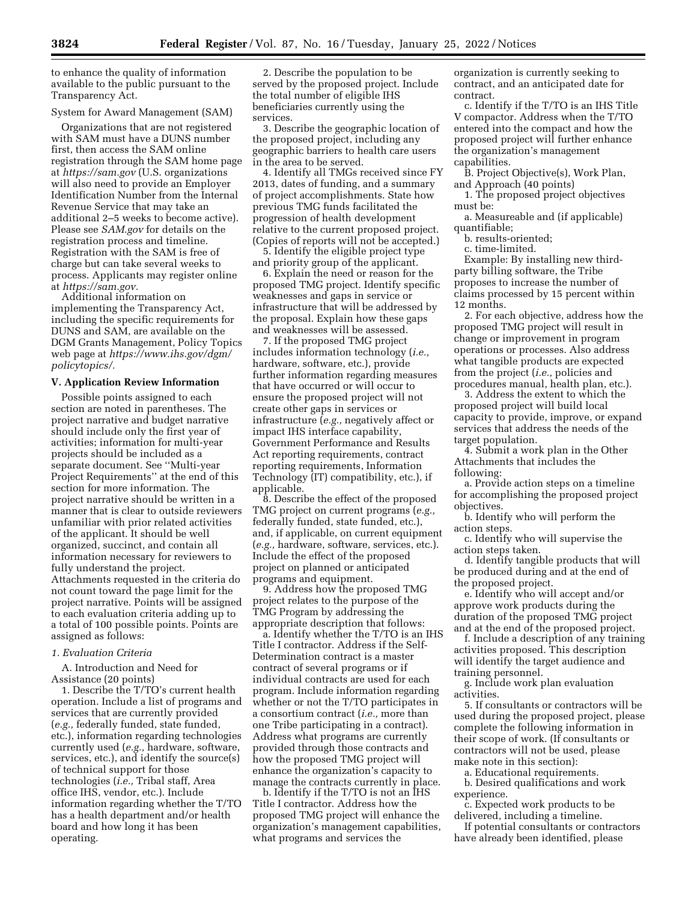to enhance the quality of information available to the public pursuant to the Transparency Act.

System for Award Management (SAM)

Organizations that are not registered with SAM must have a DUNS number first, then access the SAM online registration through the SAM home page at *https://sam.gov* (U.S. organizations will also need to provide an Employer Identification Number from the Internal Revenue Service that may take an additional 2–5 weeks to become active). Please see *SAM.gov* for details on the registration process and timeline. Registration with the SAM is free of charge but can take several weeks to process. Applicants may register online at *https://sam.gov.*

Additional information on implementing the Transparency Act, including the specific requirements for DUNS and SAM, are available on the DGM Grants Management, Policy Topics web page at *https://www.ihs.gov/dgm/policytopics/.*

## V. Application Review Information

Possible points assigned to each section are noted in parentheses. The project narrative and budget narrative should include only the first year of activities; information for multi-year projects should be included as a separate document. See ''Multi-year Project Requirements'' at the end of this section for more information. The project narrative should be written in a manner that is clear to outside reviewers unfamiliar with prior related activities of the applicant. It should be well organized, succinct, and contain all information necessary for reviewers to fully understand the project. Attachments requested in the criteria do not count toward the page limit for the project narrative. Points will be assigned to each evaluation criteria adding up to a total of 100 possible points. Points are assigned as follows:

### *1. Evaluation Criteria*

A. Introduction and Need for Assistance (20 points)

1. Describe the T/TO's current health operation. Include a list of programs and services that are currently provided (*e.g.,* federally funded, state funded, etc.), information regarding technologies currently used (*e.g.,* hardware, software, services, etc.), and identify the source(s) of technical support for those technologies (*i.e.,* Tribal staff, Area office IHS, vendor, etc.). Include information regarding whether the T/TO has a health department and/or health board and how long it has been operating.

2. Describe the population to be served by the proposed project. Include the total number of eligible IHS beneficiaries currently using the services.

3. Describe the geographic location of the proposed project, including any geographic barriers to health care users in the area to be served.

4. Identify all TMGs received since FY 2013, dates of funding, and a summary of project accomplishments. State how previous TMG funds facilitated the progression of health development relative to the current proposed project. (Copies of reports will not be accepted.)

5. Identify the eligible project type and priority group of the applicant.

6. Explain the need or reason for the proposed TMG project. Identify specific weaknesses and gaps in service or infrastructure that will be addressed by the proposal. Explain how these gaps and weaknesses will be assessed.

7. If the proposed TMG project includes information technology (*i.e.,* hardware, software, etc.), provide further information regarding measures that have occurred or will occur to ensure the proposed project will not create other gaps in services or infrastructure (*e.g.,* negatively affect or impact IHS interface capability, Government Performance and Results Act reporting requirements, contract reporting requirements, Information Technology (IT) compatibility, etc.), if applicable.

8. Describe the effect of the proposed TMG project on current programs (*e.g.,* federally funded, state funded, etc.), and, if applicable, on current equipment (*e.g.,* hardware, software, services, etc.). Include the effect of the proposed project on planned or anticipated programs and equipment.

9. Address how the proposed TMG project relates to the purpose of the TMG Program by addressing the appropriate description that follows:

a. Identify whether the T/TO is an IHS Title I contractor. Address if the Self-Determination contract is a master contract of several programs or if individual contracts are used for each program. Include information regarding whether or not the T/TO participates in a consortium contract (*i.e.,* more than one Tribe participating in a contract). Address what programs are currently provided through those contracts and how the proposed TMG project will enhance the organization's capacity to manage the contracts currently in place.

b. Identify if the T/TO is not an IHS Title I contractor. Address how the proposed TMG project will enhance the organization's management capabilities, what programs and services the organization is currently seeking to contract, and an anticipated date for contract.

c. Identify if the T/TO is an IHS Title V compactor. Address when the T/TO entered into the compact and how the proposed project will further enhance the organization's management capabilities.

B. Project Objective(s), Work Plan, and Approach (40 points)

1. The proposed project objectives must be:

a. Measureable and (if applicable) quantifiable;

b. results-oriented;

c. time-limited.

Example: By installing new third-party billing software, the Tribe proposes to increase the number of claims processed by 15 percent within 12 months.

2. For each objective, address how the proposed TMG project will result in change or improvement in program operations or processes. Also address what tangible products are expected from the project (*i.e.,* policies and procedures manual, health plan, etc.).

3. Address the extent to which the proposed project will build local capacity to provide, improve, or expand services that address the needs of the target population.

4. Submit a work plan in the Other Attachments that includes the following:

a. Provide action steps on a timeline for accomplishing the proposed project objectives.

b. Identify who will perform the action steps.

c. Identify who will supervise the action steps taken.

d. Identify tangible products that will be produced during and at the end of the proposed project.

e. Identify who will accept and/or approve work products during the duration of the proposed TMG project and at the end of the proposed project.

f. Include a description of any training activities proposed. This description will identify the target audience and training personnel.

g. Include work plan evaluation activities.

5. If consultants or contractors will be used during the proposed project, please complete the following information in their scope of work. (If consultants or contractors will not be used, please make note in this section):

a. Educational requirements.

b. Desired qualifications and work experience.

c. Expected work products to be delivered, including a timeline.

If potential consultants or contractors have already been identified, please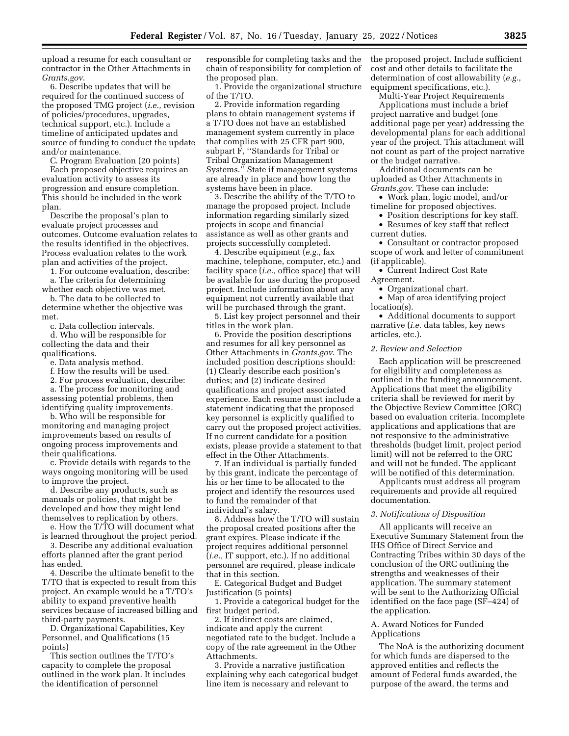upload a resume for each consultant or contractor in the Other Attachments in *Grants.gov*.

6. Describe updates that will be required for the continued success of the proposed TMG project (*i.e.,* revision of policies/procedures, upgrades, technical support, etc.). Include a timeline of anticipated updates and source of funding to conduct the update and/or maintenance.

C. Program Evaluation (20 points)

Each proposed objective requires an evaluation activity to assess its progression and ensure completion. This should be included in the work plan.

Describe the proposal's plan to evaluate project processes and outcomes. Outcome evaluation relates to the results identified in the objectives. Process evaluation relates to the work plan and activities of the project.

1. For outcome evaluation, describe:

a. The criteria for determining whether each objective was met.

b. The data to be collected to determine whether the objective was met.

c. Data collection intervals.

d. Who will be responsible for collecting the data and their qualifications.

e. Data analysis method.

f. How the results will be used.

2. For process evaluation, describe:

a. The process for monitoring and assessing potential problems, then identifying quality improvements.

b. Who will be responsible for monitoring and managing project improvements based on results of ongoing process improvements and their qualifications.

c. Provide details with regards to the ways ongoing monitoring will be used to improve the project.

d. Describe any products, such as manuals or policies, that might be developed and how they might lend themselves to replication by others.

e. How the T/TO will document what is learned throughout the project period.

3. Describe any additional evaluation efforts planned after the grant period has ended.

4. Describe the ultimate benefit to the T/TO that is expected to result from this project. An example would be a T/TO's ability to expand preventive health services because of increased billing and third-party payments.

D. Organizational Capabilities, Key Personnel, and Qualifications (15 points)

This section outlines the T/TO's capacity to complete the proposal outlined in the work plan. It includes the identification of personnel responsible for completing tasks and the chain of responsibility for completion of the proposed plan.

1. Provide the organizational structure of the T/TO.

2. Provide information regarding plans to obtain management systems if a T/TO does not have an established management system currently in place that complies with 25 CFR part 900, subpart F, ''Standards for Tribal or Tribal Organization Management Systems.'' State if management systems are already in place and how long the systems have been in place.

3. Describe the ability of the T/TO to manage the proposed project. Include information regarding similarly sized projects in scope and financial assistance as well as other grants and projects successfully completed.

4. Describe equipment (*e.g.,* fax machine, telephone, computer, etc.) and facility space (*i.e.,* office space) that will be available for use during the proposed project. Include information about any equipment not currently available that will be purchased through the grant.

5. List key project personnel and their titles in the work plan.

6. Provide the position descriptions and resumes for all key personnel as Other Attachments in *Grants.gov*. The included position descriptions should: (1) Clearly describe each position's duties; and (2) indicate desired qualifications and project associated experience. Each resume must include a statement indicating that the proposed key personnel is explicitly qualified to carry out the proposed project activities. If no current candidate for a position exists, please provide a statement to that effect in the Other Attachments.

7. If an individual is partially funded by this grant, indicate the percentage of his or her time to be allocated to the project and identify the resources used to fund the remainder of that individual's salary.

8. Address how the T/TO will sustain the proposal created positions after the grant expires. Please indicate if the project requires additional personnel (*i.e.,* IT support, etc.). If no additional personnel are required, please indicate that in this section.

E. Categorical Budget and Budget Justification (5 points)

1. Provide a categorical budget for the first budget period.

2. If indirect costs are claimed, indicate and apply the current negotiated rate to the budget. Include a copy of the rate agreement in the Other Attachments.

3. Provide a narrative justification explaining why each categorical budget line item is necessary and relevant to the proposed project. Include sufficient cost and other details to facilitate the determination of cost allowability (*e.g.,* equipment specifications, etc.).

Multi-Year Project Requirements

Applications must include a brief project narrative and budget (one additional page per year) addressing the developmental plans for each additional year of the project. This attachment will not count as part of the project narrative or the budget narrative.

Additional documents can be uploaded as Other Attachments in *Grants.gov*. These can include:

- Work plan, logic model, and/or timeline for proposed objectives.
- Position descriptions for key staff.
- Resumes of key staff that reflect current duties.
- Consultant or contractor proposed scope of work and letter of commitment (if applicable).
- Current Indirect Cost Rate Agreement.
- Organizational chart.
- Map of area identifying project location(s).
- Additional documents to support narrative (*i.e.* data tables, key news articles, etc.).

### *2. Review and Selection*

Each application will be prescreened for eligibility and completeness as outlined in the funding announcement. Applications that meet the eligibility criteria shall be reviewed for merit by the Objective Review Committee (ORC) based on evaluation criteria. Incomplete applications and applications that are not responsive to the administrative thresholds (budget limit, project period limit) will not be referred to the ORC and will not be funded. The applicant will be notified of this determination.

Applicants must address all program requirements and provide all required documentation.

### *3. Notifications of Disposition*

All applicants will receive an Executive Summary Statement from the IHS Office of Direct Service and Contracting Tribes within 30 days of the conclusion of the ORC outlining the strengths and weaknesses of their application. The summary statement will be sent to the Authorizing Official identified on the face page (SF–424) of the application.

A. Award Notices for Funded Applications

The NoA is the authorizing document for which funds are dispersed to the approved entities and reflects the amount of Federal funds awarded, the purpose of the award, the terms and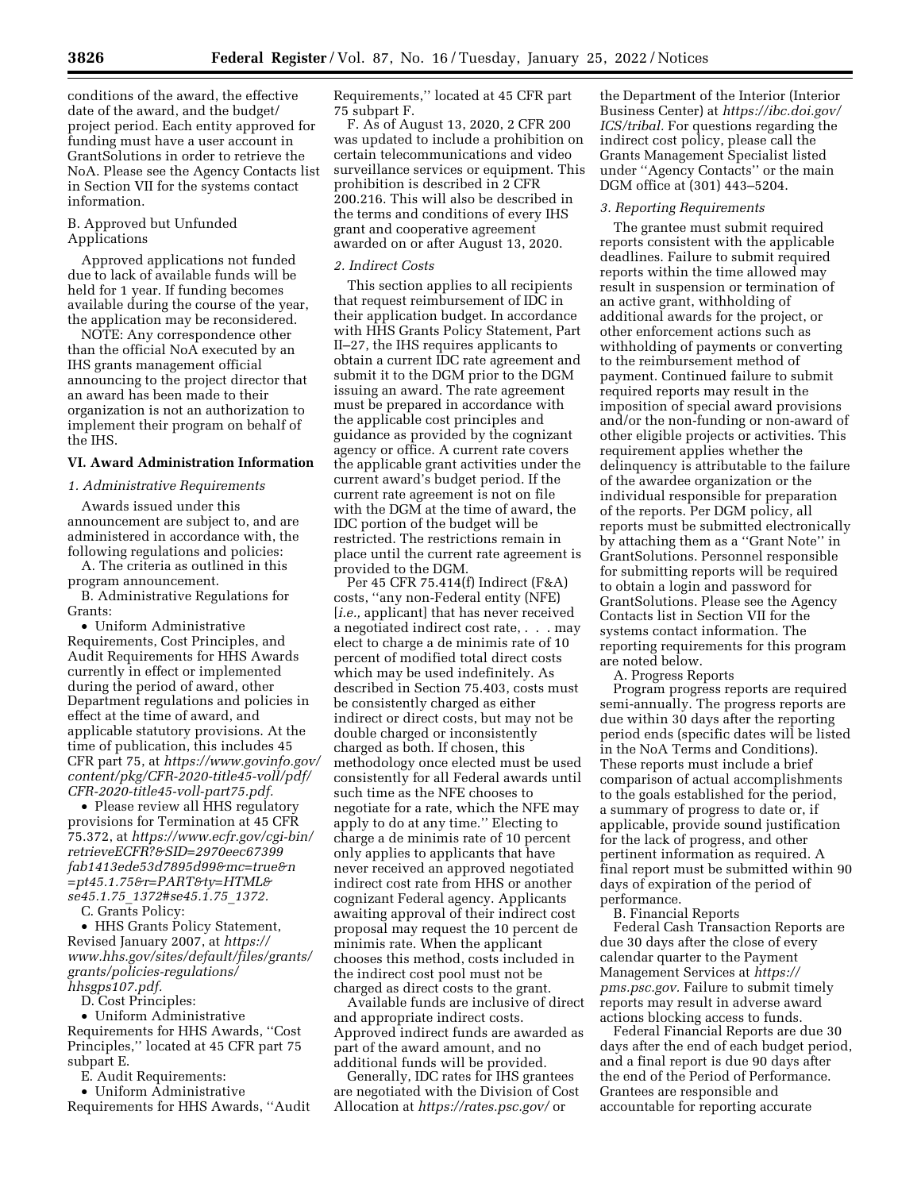conditions of the award, the effective date of the award, and the budget/project period. Each entity approved for funding must have a user account in GrantSolutions in order to retrieve the NoA. Please see the Agency Contacts list in Section VII for the systems contact information.

B. Approved but Unfunded Applications

Approved applications not funded due to lack of available funds will be held for 1 year. If funding becomes available during the course of the year, the application may be reconsidered.

NOTE: Any correspondence other than the official NoA executed by an IHS grants management official announcing to the project director that an award has been made to their organization is not an authorization to implement their program on behalf of the IHS.

## VI. Award Administration Information

### *1. Administrative Requirements*

Awards issued under this announcement are subject to, and are administered in accordance with, the following regulations and policies:

A. The criteria as outlined in this program announcement.

B. Administrative Regulations for Grants:

- Uniform Administrative Requirements, Cost Principles, and Audit Requirements for HHS Awards currently in effect or implemented during the period of award, other Department regulations and policies in effect at the time of award, and applicable statutory provisions. At the time of publication, this includes 45 CFR part 75, at *https://www.govinfo.gov/content/pkg/CFR-2020-title45-vol1/pdf/CFR-2020-title45-vol1-part75.pdf.*
- Please review all HHS regulatory provisions for Termination at 45 CFR 75.372, at *https://www.ecfr.gov/cgi-bin/retrieveECFR?&SID=2970eec67399fab1413ede53d7895d99&mc=true&n=pt45.1.75&r=PART&ty=HTML&se45.1.75_1372#se45.1.75_1372.*

C. Grants Policy:

- HHS Grants Policy Statement, Revised January 2007, at *https://www.hhs.gov/sites/default/files/grants/grants/policies-regulations/hhsgps107.pdf.*

D. Cost Principles:

- Uniform Administrative Requirements for HHS Awards, ''Cost Principles,'' located at 45 CFR part 75 subpart E.

E. Audit Requirements:

- Uniform Administrative Requirements for HHS Awards, ''Audit Requirements,'' located at 45 CFR part 75 subpart F.

F. As of August 13, 2020, 2 CFR 200 was updated to include a prohibition on certain telecommunications and video surveillance services or equipment. This prohibition is described in 2 CFR 200.216. This will also be described in the terms and conditions of every IHS grant and cooperative agreement awarded on or after August 13, 2020.

### *2. Indirect Costs*

This section applies to all recipients that request reimbursement of IDC in their application budget. In accordance with HHS Grants Policy Statement, Part II–27, the IHS requires applicants to obtain a current IDC rate agreement and submit it to the DGM prior to the DGM issuing an award. The rate agreement must be prepared in accordance with the applicable cost principles and guidance as provided by the cognizant agency or office. A current rate covers the applicable grant activities under the current award's budget period. If the current rate agreement is not on file with the DGM at the time of award, the IDC portion of the budget will be restricted. The restrictions remain in place until the current rate agreement is provided to the DGM.

Per 45 CFR 75.414(f) Indirect (F&A) costs, ''any non-Federal entity (NFE) [*i.e.,* applicant] that has never received a negotiated indirect cost rate, . . . may elect to charge a de minimis rate of 10 percent of modified total direct costs which may be used indefinitely. As described in Section 75.403, costs must be consistently charged as either indirect or direct costs, but may not be double charged or inconsistently charged as both. If chosen, this methodology once elected must be used consistently for all Federal awards until such time as the NFE chooses to negotiate for a rate, which the NFE may apply to do at any time.'' Electing to charge a de minimis rate of 10 percent only applies to applicants that have never received an approved negotiated indirect cost rate from HHS or another cognizant Federal agency. Applicants awaiting approval of their indirect cost proposal may request the 10 percent de minimis rate. When the applicant chooses this method, costs included in the indirect cost pool must not be charged as direct costs to the grant.

Available funds are inclusive of direct and appropriate indirect costs. Approved indirect funds are awarded as part of the award amount, and no additional funds will be provided.

Generally, IDC rates for IHS grantees are negotiated with the Division of Cost Allocation at *https://rates.psc.gov/* or the Department of the Interior (Interior Business Center) at *https://ibc.doi.gov/ICS/tribal.* For questions regarding the indirect cost policy, please call the Grants Management Specialist listed under ''Agency Contacts'' or the main DGM office at (301) 443–5204.

### *3. Reporting Requirements*

The grantee must submit required reports consistent with the applicable deadlines. Failure to submit required reports within the time allowed may result in suspension or termination of an active grant, withholding of additional awards for the project, or other enforcement actions such as withholding of payments or converting to the reimbursement method of payment. Continued failure to submit required reports may result in the imposition of special award provisions and/or the non-funding or non-award of other eligible projects or activities. This requirement applies whether the delinquency is attributable to the failure of the awardee organization or the individual responsible for preparation of the reports. Per DGM policy, all reports must be submitted electronically by attaching them as a ''Grant Note'' in GrantSolutions. Personnel responsible for submitting reports will be required to obtain a login and password for GrantSolutions. Please see the Agency Contacts list in Section VII for the systems contact information. The reporting requirements for this program are noted below.

A. Progress Reports

Program progress reports are required semi-annually. The progress reports are due within 30 days after the reporting period ends (specific dates will be listed in the NoA Terms and Conditions). These reports must include a brief comparison of actual accomplishments to the goals established for the period, a summary of progress to date or, if applicable, provide sound justification for the lack of progress, and other pertinent information as required. A final report must be submitted within 90 days of expiration of the period of performance.

B. Financial Reports

Federal Cash Transaction Reports are due 30 days after the close of every calendar quarter to the Payment Management Services at *https://pms.psc.gov.* Failure to submit timely reports may result in adverse award actions blocking access to funds.

Federal Financial Reports are due 30 days after the end of each budget period, and a final report is due 90 days after the end of the Period of Performance. Grantees are responsible and accountable for reporting accurate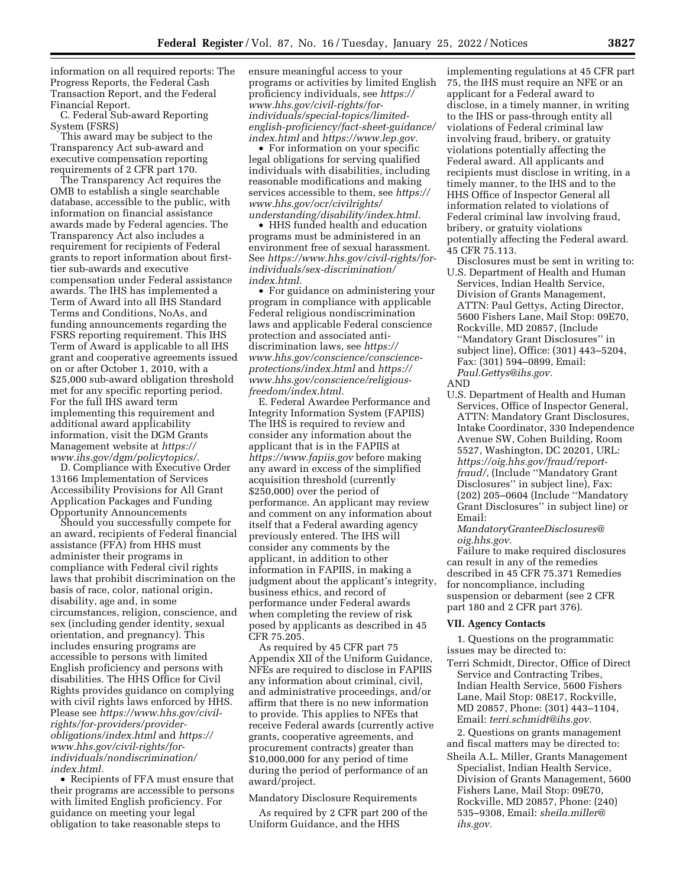information on all required reports: The Progress Reports, the Federal Cash Transaction Report, and the Federal Financial Report.

C. Federal Sub-award Reporting System (FSRS)

This award may be subject to the Transparency Act sub-award and executive compensation reporting requirements of 2 CFR part 170.

The Transparency Act requires the OMB to establish a single searchable database, accessible to the public, with information on financial assistance awards made by Federal agencies. The Transparency Act also includes a requirement for recipients of Federal grants to report information about first-tier sub-awards and executive compensation under Federal assistance awards. The IHS has implemented a Term of Award into all IHS Standard Terms and Conditions, NoAs, and funding announcements regarding the FSRS reporting requirement. This IHS Term of Award is applicable to all IHS grant and cooperative agreements issued on or after October 1, 2010, with a $25,000 sub-award obligation threshold met for any specific reporting period. For the full IHS award term implementing this requirement and additional award applicability information, visit the DGM Grants Management website at *https://www.ihs.gov/dgm/policytopics/*.

D. Compliance with Executive Order 13166 Implementation of Services Accessibility Provisions for All Grant Application Packages and Funding Opportunity Announcements

Should you successfully compete for an award, recipients of Federal financial assistance (FFA) from HHS must administer their programs in compliance with Federal civil rights laws that prohibit discrimination on the basis of race, color, national origin, disability, age and, in some circumstances, religion, conscience, and sex (including gender identity, sexual orientation, and pregnancy). This includes ensuring programs are accessible to persons with limited English proficiency and persons with disabilities. The HHS Office for Civil Rights provides guidance on complying with civil rights laws enforced by HHS. Please see *https://www.hhs.gov/civil-rights/for-providers/provider-obligations/index.html* and *https://www.hhs.gov/civil-rights/for-individuals/nondiscrimination/index.html*.

- Recipients of FFA must ensure that their programs are accessible to persons with limited English proficiency. For guidance on meeting your legal obligation to take reasonable steps to ensure meaningful access to your programs or activities by limited English proficiency individuals, see *https://www.hhs.gov/civil-rights/for-individuals/special-topics/limited-english-proficiency/fact-sheet-guidance/index.html* and *https://www.lep.gov*.
- For information on your specific legal obligations for serving qualified individuals with disabilities, including reasonable modifications and making services accessible to them, see *https://www.hhs.gov/ocr/civilrights/understanding/disability/index.html*.
- HHS funded health and education programs must be administered in an environment free of sexual harassment. See *https://www.hhs.gov/civil-rights/for-individuals/sex-discrimination/index.html*.
- For guidance on administering your program in compliance with applicable Federal religious nondiscrimination laws and applicable Federal conscience protection and associated anti-discrimination laws, see *https://www.hhs.gov/conscience/conscience-protections/index.html* and *https://www.hhs.gov/conscience/religious-freedom/index.html*.

E. Federal Awardee Performance and Integrity Information System (FAPIIS)

The IHS is required to review and consider any information about the applicant that is in the FAPIIS at *https://www.fapiis.gov* before making any award in excess of the simplified acquisition threshold (currently $250,000) over the period of performance. An applicant may review and comment on any information about itself that a Federal awarding agency previously entered. The IHS will consider any comments by the applicant, in addition to other information in FAPIIS, in making a judgment about the applicant's integrity, business ethics, and record of performance under Federal awards when completing the review of risk posed by applicants as described in 45 CFR 75.205.

As required by 45 CFR part 75 Appendix XII of the Uniform Guidance, NFEs are required to disclose in FAPIIS any information about criminal, civil, and administrative proceedings, and/or affirm that there is no new information to provide. This applies to NFEs that receive Federal awards (currently active grants, cooperative agreements, and procurement contracts) greater than $10,000,000 for any period of time during the period of performance of an award/project.

Mandatory Disclosure Requirements

As required by 2 CFR part 200 of the Uniform Guidance, and the HHS implementing regulations at 45 CFR part 75, the IHS must require an NFE or an applicant for a Federal award to disclose, in a timely manner, in writing to the IHS or pass-through entity all violations of Federal criminal law involving fraud, bribery, or gratuity violations potentially affecting the Federal award. All applicants and recipients must disclose in writing, in a timely manner, to the IHS and to the HHS Office of Inspector General all information related to violations of Federal criminal law involving fraud, bribery, or gratuity violations potentially affecting the Federal award. 45 CFR 75.113.

Disclosures must be sent in writing to:

U.S. Department of Health and Human Services, Indian Health Service, Division of Grants Management, ATTN: Paul Gettys, Acting Director, 5600 Fishers Lane, Mail Stop: 09E70, Rockville, MD 20857, (Include "Mandatory Grant Disclosures" in subject line), Office: (301) 443–5204, Fax: (301) 594–0899, Email: *Paul.Gettys@ihs.gov*.

AND

U.S. Department of Health and Human Services, Office of Inspector General, ATTN: Mandatory Grant Disclosures, Intake Coordinator, 330 Independence Avenue SW, Cohen Building, Room 5527, Washington, DC 20201, URL: *https://oig.hhs.gov/fraud/report-fraud/*, (Include "Mandatory Grant Disclosures" in subject line), Fax: (202) 205–0604 (Include "Mandatory Grant Disclosures" in subject line) or Email: *MandatoryGranteeDisclosures@oig.hhs.gov*.

Failure to make required disclosures can result in any of the remedies described in 45 CFR 75.371 Remedies for noncompliance, including suspension or debarment (see 2 CFR part 180 and 2 CFR part 376).

## VII. Agency Contacts

1. Questions on the programmatic issues may be directed to:

Terri Schmidt, Director, Office of Direct Service and Contracting Tribes, Indian Health Service, 5600 Fishers Lane, Mail Stop: 08E17, Rockville, MD 20857, Phone: (301) 443–1104, Email: *terri.schmidt@ihs.gov*.

2. Questions on grants management and fiscal matters may be directed to:

Sheila A.L. Miller, Grants Management Specialist, Indian Health Service, Division of Grants Management, 5600 Fishers Lane, Mail Stop: 09E70, Rockville, MD 20857, Phone: (240) 535–9308, Email: *sheila.miller@ihs.gov*.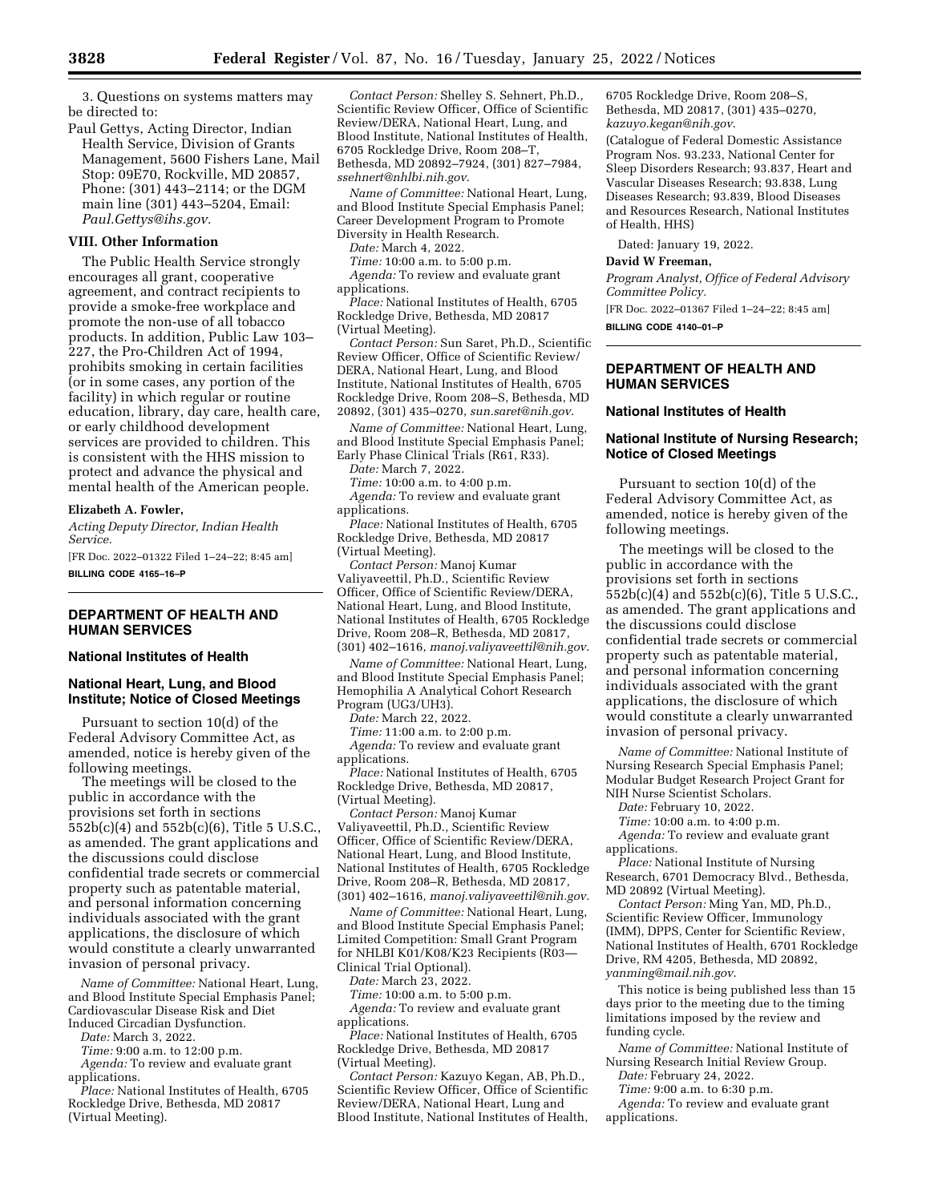3. Questions on systems matters may be directed to:

Paul Gettys, Acting Director, Indian Health Service, Division of Grants Management, 5600 Fishers Lane, Mail Stop: 09E70, Rockville, MD 20857, Phone: (301) 443–2114; or the DGM main line (301) 443–5204, Email: *Paul.Gettys@ihs.gov.*

## VIII. Other Information

The Public Health Service strongly encourages all grant, cooperative agreement, and contract recipients to provide a smoke-free workplace and promote the non-use of all tobacco products. In addition, Public Law 103–227, the Pro-Children Act of 1994, prohibits smoking in certain facilities (or in some cases, any portion of the facility) in which regular or routine education, library, day care, health care, or early childhood development services are provided to children. This is consistent with the HHS mission to protect and advance the physical and mental health of the American people.

**Elizabeth A. Fowler,**

*Acting Deputy Director, Indian Health Service.*

[FR Doc. 2022–01322 Filed 1–24–22; 8:45 am]

**BILLING CODE 4165–16–P**

---

## DEPARTMENT OF HEALTH AND HUMAN SERVICES

### National Institutes of Health

### National Heart, Lung, and Blood Institute; Notice of Closed Meetings

Pursuant to section 10(d) of the Federal Advisory Committee Act, as amended, notice is hereby given of the following meetings.

The meetings will be closed to the public in accordance with the provisions set forth in sections 552b(c)(4) and 552b(c)(6), Title 5 U.S.C., as amended. The grant applications and the discussions could disclose confidential trade secrets or commercial property such as patentable material, and personal information concerning individuals associated with the grant applications, the disclosure of which would constitute a clearly unwarranted invasion of personal privacy.

*Name of Committee:* National Heart, Lung, and Blood Institute Special Emphasis Panel; Cardiovascular Disease Risk and Diet Induced Circadian Dysfunction.

*Date:* March 3, 2022.

*Time:* 9:00 a.m. to 12:00 p.m.

*Agenda:* To review and evaluate grant applications.

*Place:* National Institutes of Health, 6705 Rockledge Drive, Bethesda, MD 20817 (Virtual Meeting).

*Contact Person:* Shelley S. Sehnert, Ph.D., Scientific Review Officer, Office of Scientific Review/DERA, National Heart, Lung, and Blood Institute, National Institutes of Health, 6705 Rockledge Drive, Room 208–T, Bethesda, MD 20892–7924, (301) 827–7984, *ssehnert@nhlbi.nih.gov.*

*Name of Committee:* National Heart, Lung, and Blood Institute Special Emphasis Panel; Career Development Program to Promote Diversity in Health Research.

*Date:* March 4, 2022.

*Time:* 10:00 a.m. to 5:00 p.m.

*Agenda:* To review and evaluate grant applications.

*Place:* National Institutes of Health, 6705 Rockledge Drive, Bethesda, MD 20817 (Virtual Meeting).

*Contact Person:* Sun Saret, Ph.D., Scientific Review Officer, Office of Scientific Review/DERA, National Heart, Lung, and Blood Institute, National Institutes of Health, 6705 Rockledge Drive, Room 208–S, Bethesda, MD 20892, (301) 435–0270, *sun.saret@nih.gov.*

*Name of Committee:* National Heart, Lung, and Blood Institute Special Emphasis Panel; Early Phase Clinical Trials (R61, R33).

*Date:* March 7, 2022.

*Time:* 10:00 a.m. to 4:00 p.m.

*Agenda:* To review and evaluate grant applications.

*Place:* National Institutes of Health, 6705 Rockledge Drive, Bethesda, MD 20817 (Virtual Meeting).

*Contact Person:* Manoj Kumar Valiyaveettil, Ph.D., Scientific Review Officer, Office of Scientific Review/DERA, National Heart, Lung, and Blood Institute, National Institutes of Health, 6705 Rockledge Drive, Room 208–R, Bethesda, MD 20817, (301) 402–1616, *manoj.valiyaveettil@nih.gov.*

*Name of Committee:* National Heart, Lung, and Blood Institute Special Emphasis Panel; Hemophilia A Analytical Cohort Research Program (UG3/UH3).

*Date:* March 22, 2022.

*Time:* 11:00 a.m. to 2:00 p.m.

*Agenda:* To review and evaluate grant applications.

*Place:* National Institutes of Health, 6705 Rockledge Drive, Bethesda, MD 20817, (Virtual Meeting).

*Contact Person:* Manoj Kumar Valiyaveettil, Ph.D., Scientific Review Officer, Office of Scientific Review/DERA, National Heart, Lung, and Blood Institute, National Institutes of Health, 6705 Rockledge Drive, Room 208–R, Bethesda, MD 20817, (301) 402–1616, *manoj.valiyaveettil@nih.gov.*

*Name of Committee:* National Heart, Lung, and Blood Institute Special Emphasis Panel; Limited Competition: Small Grant Program for NHLBI K01/K08/K23 Recipients (R03—Clinical Trial Optional).

*Date:* March 23, 2022.

*Time:* 10:00 a.m. to 5:00 p.m.

*Agenda:* To review and evaluate grant applications.

*Place:* National Institutes of Health, 6705 Rockledge Drive, Bethesda, MD 20817 (Virtual Meeting).

*Contact Person:* Kazuyo Kegan, AB, Ph.D., Scientific Review Officer, Office of Scientific Review/DERA, National Heart, Lung and Blood Institute, National Institutes of Health, 6705 Rockledge Drive, Room 208–S, Bethesda, MD 20817, (301) 435–0270, *kazuyo.kegan@nih.gov.*

(Catalogue of Federal Domestic Assistance Program Nos. 93.233, National Center for Sleep Disorders Research; 93.837, Heart and Vascular Diseases Research; 93.838, Lung Diseases Research; 93.839, Blood Diseases and Resources Research, National Institutes of Health, HHS)

Dated: January 19, 2022.

**David W Freeman,**

*Program Analyst, Office of Federal Advisory Committee Policy.*

[FR Doc. 2022–01367 Filed 1–24–22; 8:45 am]

**BILLING CODE 4140–01–P**

---

## DEPARTMENT OF HEALTH AND HUMAN SERVICES

### National Institutes of Health

### National Institute of Nursing Research; Notice of Closed Meetings

Pursuant to section 10(d) of the Federal Advisory Committee Act, as amended, notice is hereby given of the following meetings.

The meetings will be closed to the public in accordance with the provisions set forth in sections 552b(c)(4) and 552b(c)(6), Title 5 U.S.C., as amended. The grant applications and the discussions could disclose confidential trade secrets or commercial property such as patentable material, and personal information concerning individuals associated with the grant applications, the disclosure of which would constitute a clearly unwarranted invasion of personal privacy.

*Name of Committee:* National Institute of Nursing Research Special Emphasis Panel; Modular Budget Research Project Grant for NIH Nurse Scientist Scholars.

*Date:* February 10, 2022.

*Time:* 10:00 a.m. to 4:00 p.m.

*Agenda:* To review and evaluate grant applications.

*Place:* National Institute of Nursing Research, 6701 Democracy Blvd., Bethesda, MD 20892 (Virtual Meeting).

*Contact Person:* Ming Yan, MD, Ph.D., Scientific Review Officer, Immunology (IMM), DPPS, Center for Scientific Review, National Institutes of Health, 6701 Rockledge Drive, RM 4205, Bethesda, MD 20892, *yanming@mail.nih.gov.*

This notice is being published less than 15 days prior to the meeting due to the timing limitations imposed by the review and funding cycle.

*Name of Committee:* National Institute of Nursing Research Initial Review Group.

*Date:* February 24, 2022.

*Time:* 9:00 a.m. to 6:30 p.m.

*Agenda:* To review and evaluate grant applications.